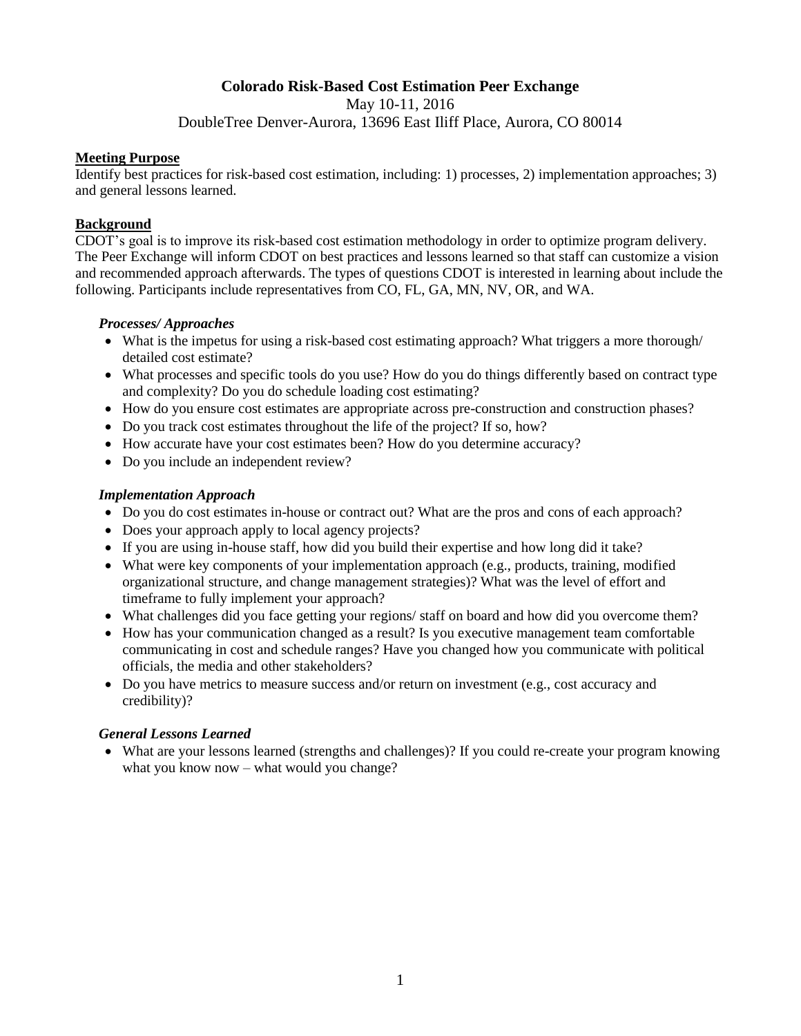# Colorado Risk-Based Cost Estimation Peer Exchange

May 10-11, 2016

DoubleTree Denver-Aurora, 13696 East Iliff Place, Aurora, CO 80014

## Meeting Purpose

Identify best practices for risk-based cost estimation, including: 1) processes, 2) implementation approaches; 3) and general lessons learned.

## Background

CDOT's goal is to improve its risk-based cost estimation methodology in order to optimize program delivery. The Peer Exchange will inform CDOT on best practices and lessons learned so that staff can customize a vision and recommended approach afterwards. The types of questions CDOT is interested in learning about include the following. Participants include representatives from CO, FL, GA, MN, NV, OR, and WA.

### *Processes/ Approaches*

- What is the impetus for using a risk-based cost estimating approach? What triggers a more thorough/ detailed cost estimate?
- What processes and specific tools do you use? How do you do things differently based on contract type and complexity? Do you do schedule loading cost estimating?
- How do you ensure cost estimates are appropriate across pre-construction and construction phases?
- Do you track cost estimates throughout the life of the project? If so, how?
- How accurate have your cost estimates been? How do you determine accuracy?
- Do you include an independent review?

### *Implementation Approach*

- Do you do cost estimates in-house or contract out? What are the pros and cons of each approach?
- Does your approach apply to local agency projects?
- If you are using in-house staff, how did you build their expertise and how long did it take?
- What were key components of your implementation approach (e.g., products, training, modified organizational structure, and change management strategies)? What was the level of effort and timeframe to fully implement your approach?
- What challenges did you face getting your regions/ staff on board and how did you overcome them?
- How has your communication changed as a result? Is you executive management team comfortable communicating in cost and schedule ranges? Have you changed how you communicate with political officials, the media and other stakeholders?
- Do you have metrics to measure success and/or return on investment (e.g., cost accuracy and credibility)?

### *General Lessons Learned*

- What are your lessons learned (strengths and challenges)? If you could re-create your program knowing what you know now – what would you change?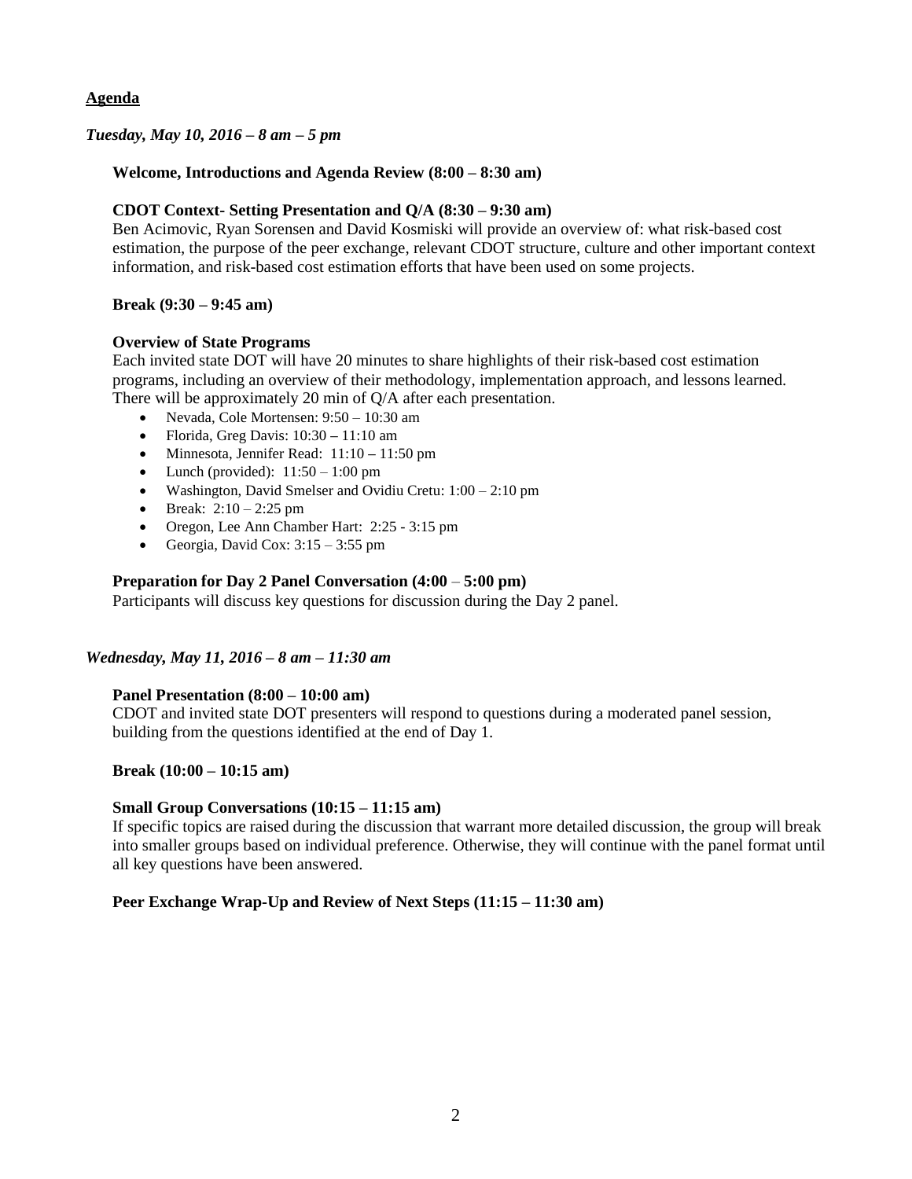**Agenda**

***Tuesday, May 10, 2016 – 8 am – 5 pm***

**Welcome, Introductions and Agenda Review (8:00 – 8:30 am)**

**CDOT Context- Setting Presentation and Q/A (8:30 – 9:30 am)**

Ben Acimovic, Ryan Sorensen and David Kosmiski will provide an overview of: what risk-based cost estimation, the purpose of the peer exchange, relevant CDOT structure, culture and other important context information, and risk-based cost estimation efforts that have been used on some projects.

**Break (9:30 – 9:45 am)**

**Overview of State Programs**

Each invited state DOT will have 20 minutes to share highlights of their risk-based cost estimation programs, including an overview of their methodology, implementation approach, and lessons learned. There will be approximately 20 min of Q/A after each presentation.

- Nevada, Cole Mortensen: 9:50 – 10:30 am
- Florida, Greg Davis: 10:30 – 11:10 am
- Minnesota, Jennifer Read: 11:10 – 11:50 pm
- Lunch (provided): 11:50 – 1:00 pm
- Washington, David Smelser and Ovidiu Cretu: 1:00 – 2:10 pm
- Break: 2:10 – 2:25 pm
- Oregon, Lee Ann Chamber Hart: 2:25 - 3:15 pm
- Georgia, David Cox: 3:15 – 3:55 pm

**Preparation for Day 2 Panel Conversation (4:00 – 5:00 pm)**

Participants will discuss key questions for discussion during the Day 2 panel.

***Wednesday, May 11, 2016 – 8 am – 11:30 am***

**Panel Presentation (8:00 – 10:00 am)**

CDOT and invited state DOT presenters will respond to questions during a moderated panel session, building from the questions identified at the end of Day 1.

**Break (10:00 – 10:15 am)**

**Small Group Conversations (10:15 – 11:15 am)**

If specific topics are raised during the discussion that warrant more detailed discussion, the group will break into smaller groups based on individual preference. Otherwise, they will continue with the panel format until all key questions have been answered.

**Peer Exchange Wrap-Up and Review of Next Steps (11:15 – 11:30 am)**